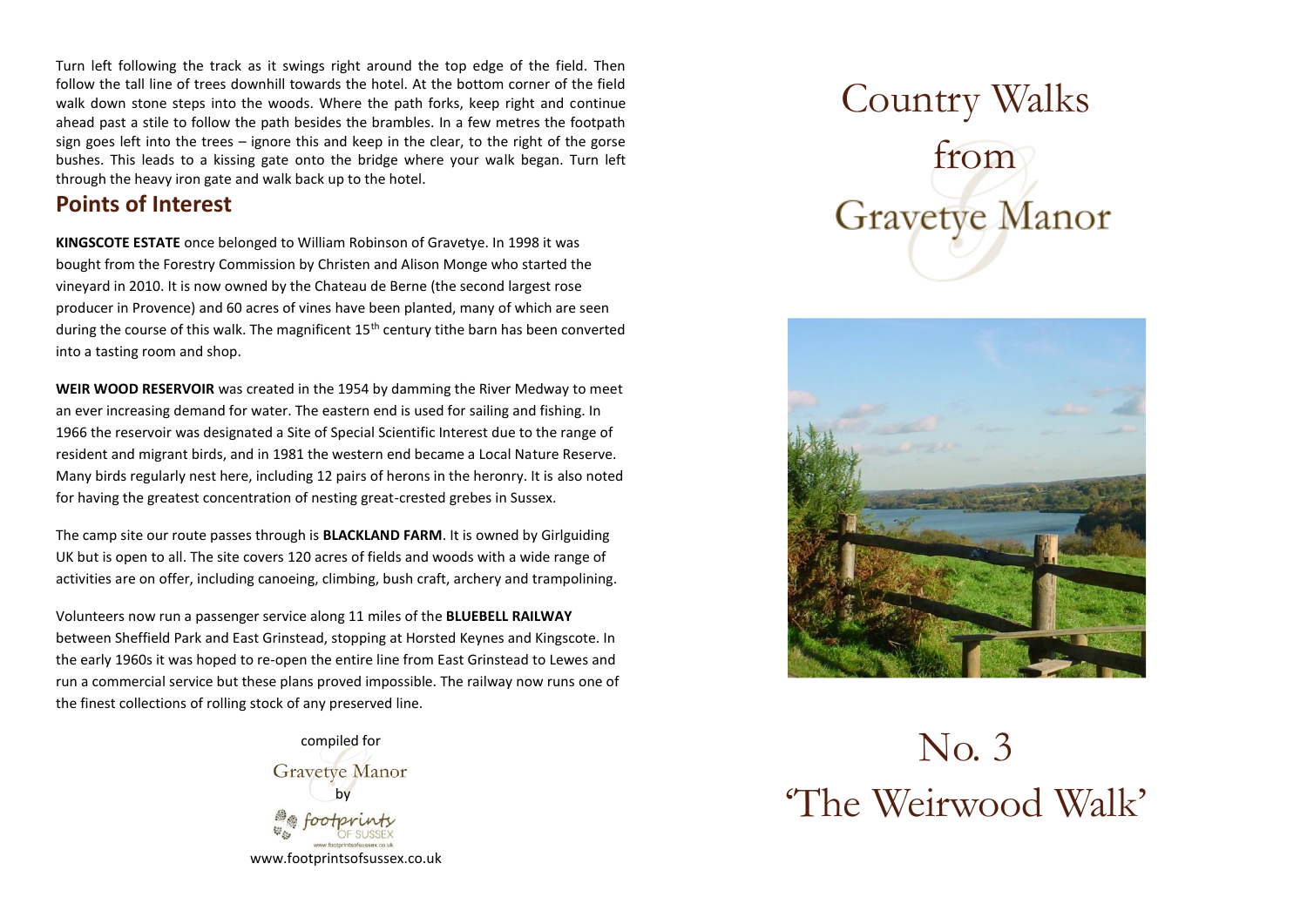Turn left following the track as it swings right around the top edge of the field. Then follow the tall line of trees downhill towards the hotel. At the bottom corner of the field walk down stone steps into the woods. Where the path forks, keep right and continue ahead past a stile to follow the path besides the brambles. In a few metres the footpath sign goes left into the trees – ignore this and keep in the clear, to the right of the gorse bushes. This leads to a kissing gate onto the bridge where your walk began. Turn left through the heavy iron gate and walk back up to the hotel.

## Points of Interest

**KINGSCOTE ESTATE** once belonged to William Robinson of Gravetye. In 1998 it was bought from the Forestry Commission by Christen and Alison Monge who started the vineyard in 2010. It is now owned by the Chateau de Berne (the second largest rose producer in Provence) and 60 acres of vines have been planted, many of which are seen during the course of this walk. The magnificent 15th century tithe barn has been converted into a tasting room and shop.

**WEIR WOOD RESERVOIR** was created in the 1954 by damming the River Medway to meet an ever increasing demand for water. The eastern end is used for sailing and fishing. In 1966 the reservoir was designated a Site of Special Scientific Interest due to the range of resident and migrant birds, and in 1981 the western end became a Local Nature Reserve. Many birds regularly nest here, including 12 pairs of herons in the heronry. It is also noted for having the greatest concentration of nesting great-crested grebes in Sussex.

The camp site our route passes through is **BLACKLAND FARM**. It is owned by Girlguiding UK but is open to all. The site covers 120 acres of fields and woods with a wide range of activities are on offer, including canoeing, climbing, bush craft, archery and trampolining.

Volunteers now run a passenger service along 11 miles of the **BLUEBELL RAILWAY** between Sheffield Park and East Grinstead, stopping at Horsted Keynes and Kingscote. In the early 1960s it was hoped to re-open the entire line from East Grinstead to Lewes and run a commercial service but these plans proved impossible. The railway now runs one of the finest collections of rolling stock of any preserved line.

compiled for

Gravetye Manor

by

footprints OF SUSSEX

www.footprintsofsussex.co.uk

# Country Walks from Gravetye Manor

# No. 3 'The Weirwood Walk'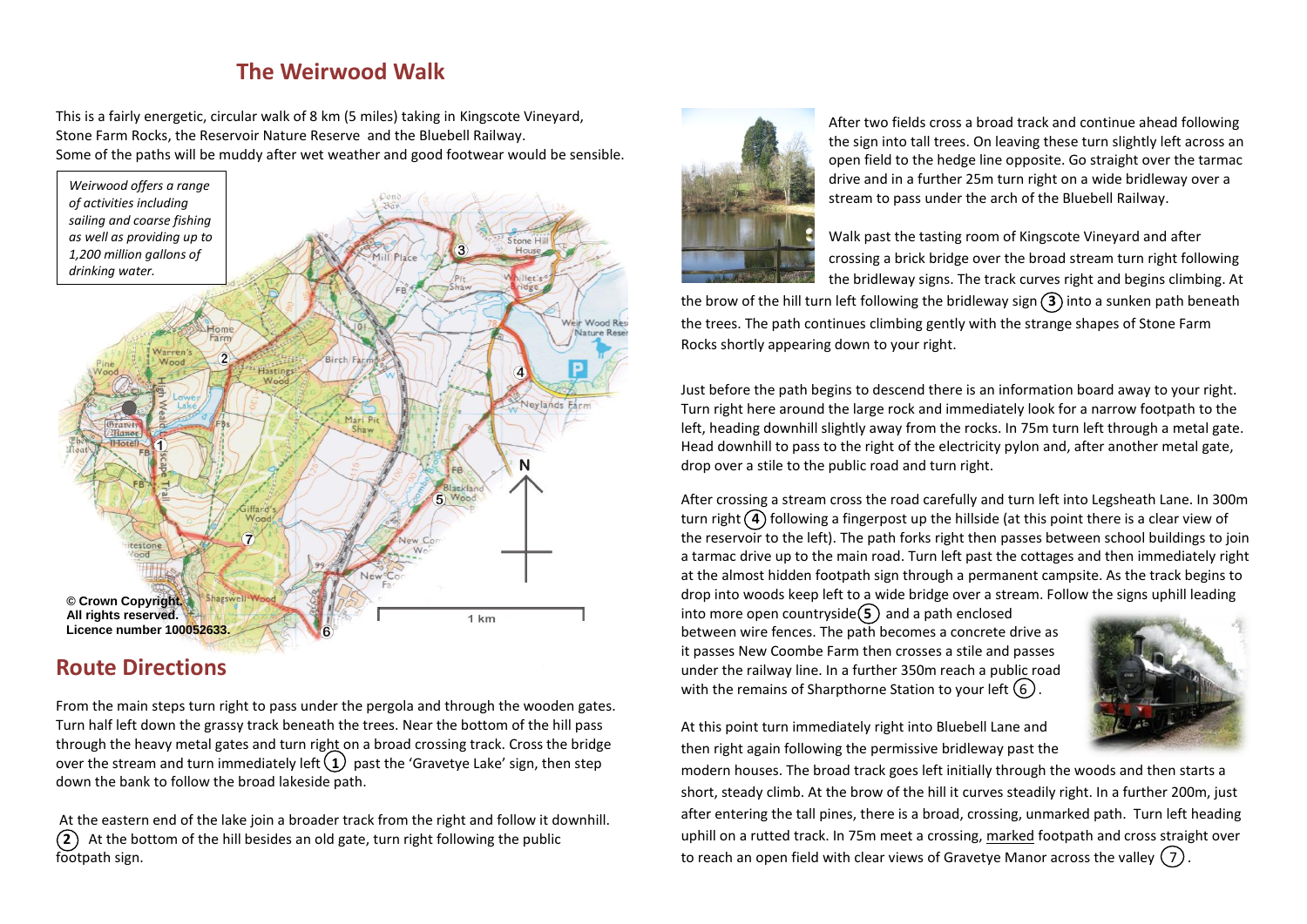# The Weirwood Walk

This is a fairly energetic, circular walk of 8 km (5 miles) taking in Kingscote Vineyard, Stone Farm Rocks, the Reservoir Nature Reserve and the Bluebell Railway.
Some of the paths will be muddy after wet weather and good footwear would be sensible.

*Weirwood offers a range of activities including sailing and coarse fishing as well as providing up to 1,200 million gallons of drinking water.*

**© Crown Copyright. All rights reserved. Licence number 100052633.**

## Route Directions

From the main steps turn right to pass under the pergola and through the wooden gates. Turn half left down the grassy track beneath the trees. Near the bottom of the hill pass through the heavy metal gates and turn right on a broad crossing track. Cross the bridge over the stream and turn immediately left (1) past the 'Gravetye Lake' sign, then step down the bank to follow the broad lakeside path.

At the eastern end of the lake join a broader track from the right and follow it downhill. (2) At the bottom of the hill besides an old gate, turn right following the public footpath sign.

After two fields cross a broad track and continue ahead following the sign into tall trees. On leaving these turn slightly left across an open field to the hedge line opposite. Go straight over the tarmac drive and in a further 25m turn right on a wide bridleway over a stream to pass under the arch of the Bluebell Railway.

Walk past the tasting room of Kingscote Vineyard and after crossing a brick bridge over the broad stream turn right following the bridleway signs. The track curves right and begins climbing. At the brow of the hill turn left following the bridleway sign (3) into a sunken path beneath the trees. The path continues climbing gently with the strange shapes of Stone Farm Rocks shortly appearing down to your right.

Just before the path begins to descend there is an information board away to your right. Turn right here around the large rock and immediately look for a narrow footpath to the left, heading downhill slightly away from the rocks. In 75m turn left through a metal gate. Head downhill to pass to the right of the electricity pylon and, after another metal gate, drop over a stile to the public road and turn right.

After crossing a stream cross the road carefully and turn left into Legsheath Lane. In 300m turn right (4) following a fingerpost up the hillside (at this point there is a clear view of the reservoir to the left). The path forks right then passes between school buildings to join a tarmac drive up to the main road. Turn left past the cottages and then immediately right at the almost hidden footpath sign through a permanent campsite. As the track begins to drop into woods keep left to a wide bridge over a stream. Follow the signs uphill leading into more open countryside (5) and a path enclosed between wire fences. The path becomes a concrete drive as it passes New Coombe Farm then crosses a stile and passes under the railway line. In a further 350m reach a public road with the remains of Sharpthorne Station to your left (6).

At this point turn immediately right into Bluebell Lane and then right again following the permissive bridleway past the modern houses. The broad track goes left initially through the woods and then starts a short, steady climb. At the brow of the hill it curves steadily right. In a further 200m, just after entering the tall pines, there is a broad, crossing, unmarked path. Turn left heading uphill on a rutted track. In 75m meet a crossing, marked footpath and cross straight over to reach an open field with clear views of Gravetye Manor across the valley (7).